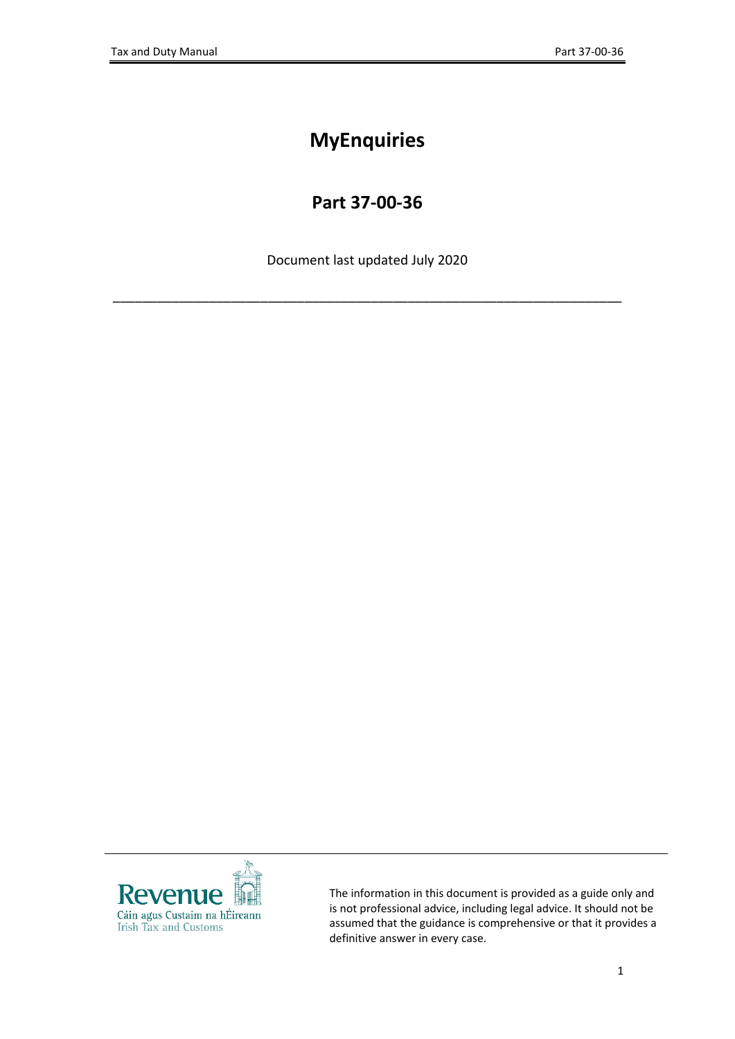# MyEnquiries

## Part 37-00-36

Document last updated July 2020

---

The information in this document is provided as a guide only and is not professional advice, including legal advice. It should not be assumed that the guidance is comprehensive or that it provides a definitive answer in every case.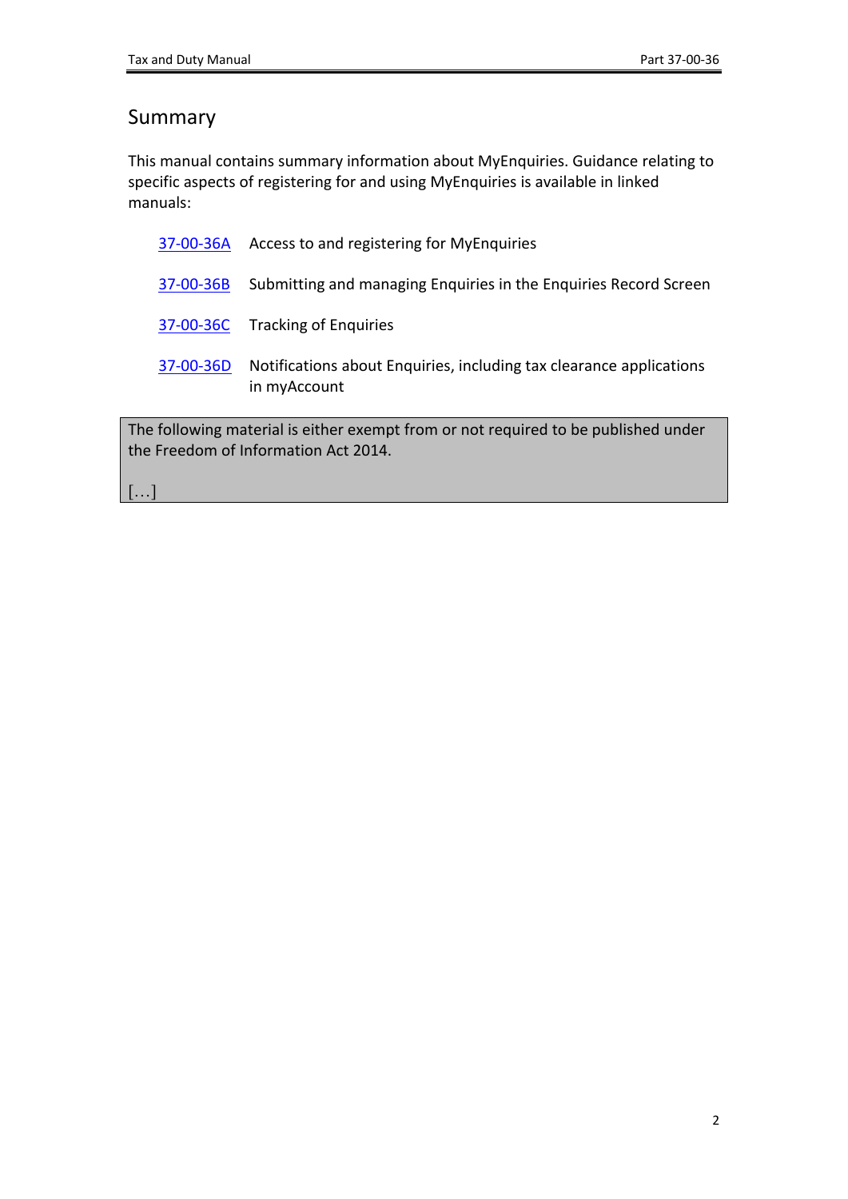## Summary

This manual contains summary information about MyEnquiries. Guidance relating to specific aspects of registering for and using MyEnquiries is available in linked manuals:

| | |
|---|---|
| 37-00-36A | Access to and registering for MyEnquiries |
| 37-00-36B | Submitting and managing Enquiries in the Enquiries Record Screen |
| 37-00-36C | Tracking of Enquiries |
| 37-00-36D | Notifications about Enquiries, including tax clearance applications in myAccount |

> The following material is either exempt from or not required to be published under the Freedom of Information Act 2014.
>
> […]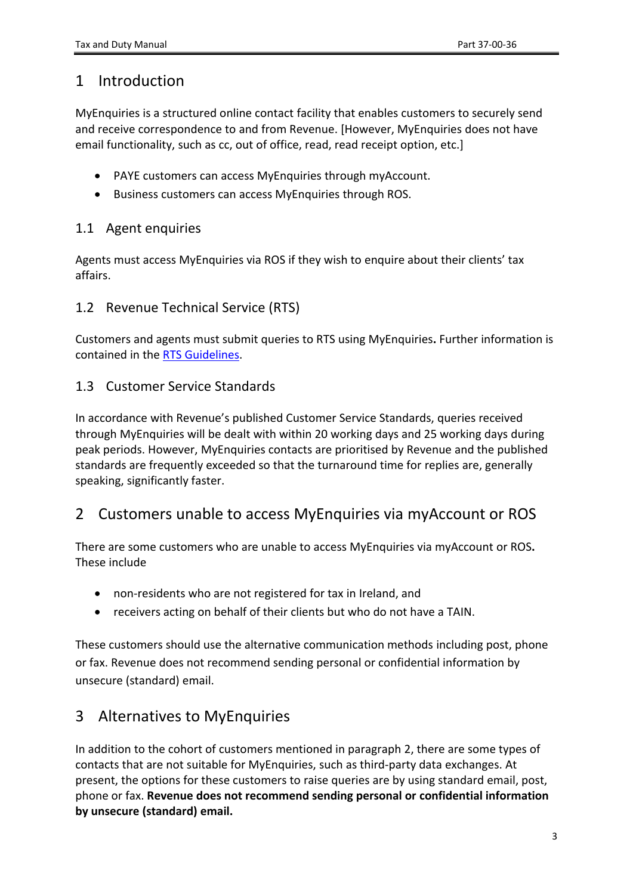# 1 Introduction

MyEnquiries is a structured online contact facility that enables customers to securely send and receive correspondence to and from Revenue. [However, MyEnquiries does not have email functionality, such as cc, out of office, read, read receipt option, etc.]

- PAYE customers can access MyEnquiries through myAccount.
- Business customers can access MyEnquiries through ROS.

## 1.1 Agent enquiries

Agents must access MyEnquiries via ROS if they wish to enquire about their clients' tax affairs.

## 1.2 Revenue Technical Service (RTS)

Customers and agents must submit queries to RTS using MyEnquiries**.** Further information is contained in the RTS Guidelines.

## 1.3 Customer Service Standards

In accordance with Revenue's published Customer Service Standards, queries received through MyEnquiries will be dealt with within 20 working days and 25 working days during peak periods. However, MyEnquiries contacts are prioritised by Revenue and the published standards are frequently exceeded so that the turnaround time for replies are, generally speaking, significantly faster.

# 2 Customers unable to access MyEnquiries via myAccount or ROS

There are some customers who are unable to access MyEnquiries via myAccount or ROS**.** These include

- non-residents who are not registered for tax in Ireland, and
- receivers acting on behalf of their clients but who do not have a TAIN.

These customers should use the alternative communication methods including post, phone or fax. Revenue does not recommend sending personal or confidential information by unsecure (standard) email.

# 3 Alternatives to MyEnquiries

In addition to the cohort of customers mentioned in paragraph 2, there are some types of contacts that are not suitable for MyEnquiries, such as third-party data exchanges. At present, the options for these customers to raise queries are by using standard email, post, phone or fax. **Revenue does not recommend sending personal or confidential information by unsecure (standard) email.**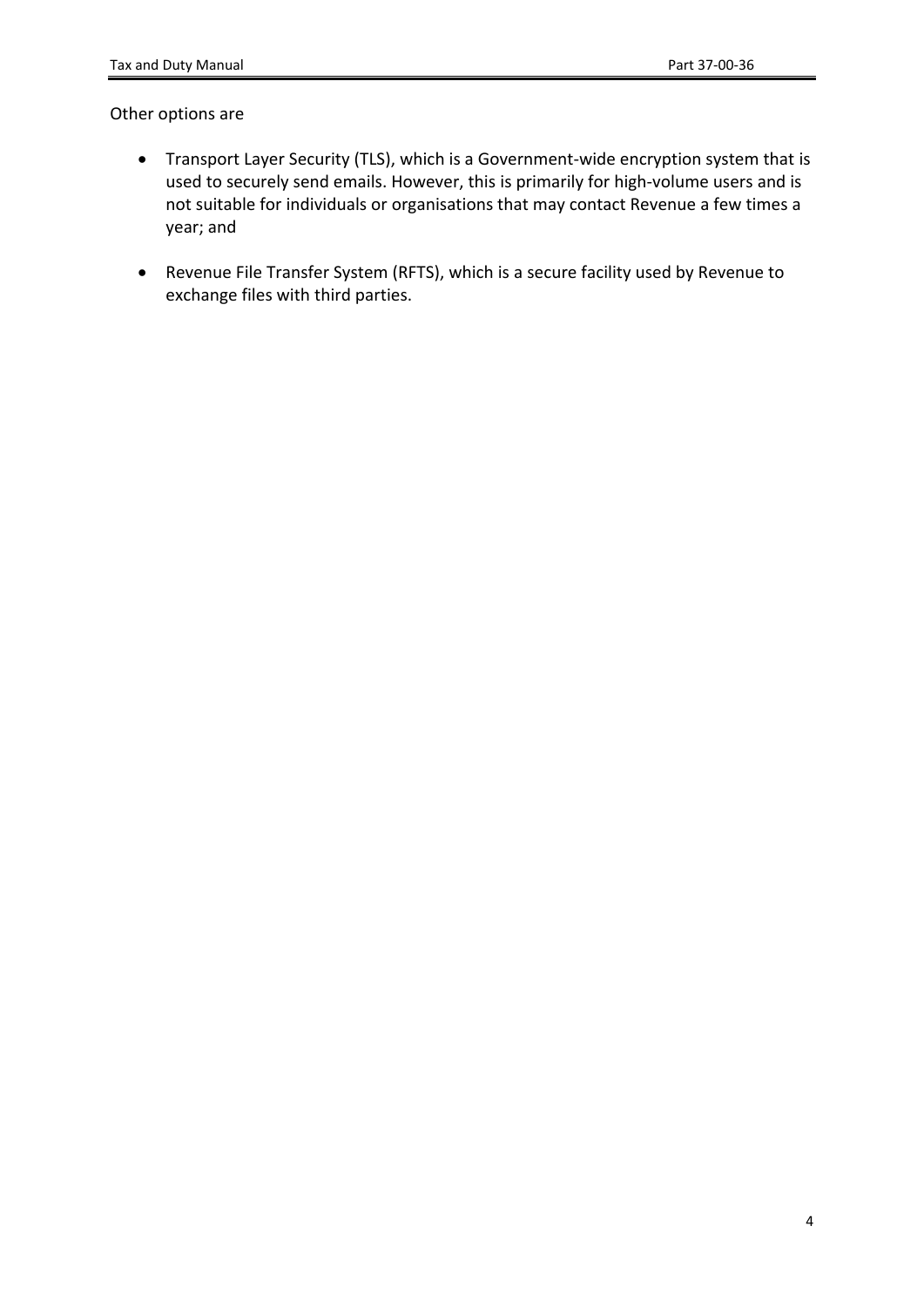Other options are

- Transport Layer Security (TLS), which is a Government-wide encryption system that is used to securely send emails. However, this is primarily for high-volume users and is not suitable for individuals or organisations that may contact Revenue a few times a year; and
- Revenue File Transfer System (RFTS), which is a secure facility used by Revenue to exchange files with third parties.